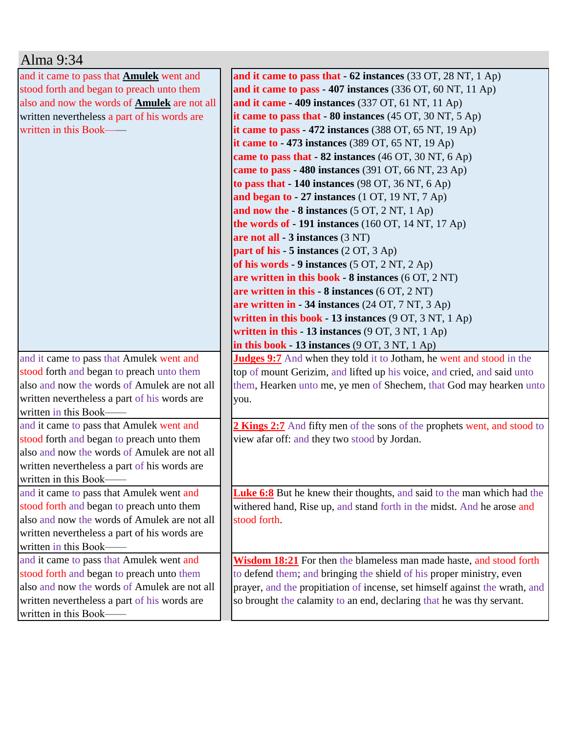# Alma 9:34

| | |
|---|---|
| and it came to pass that **Amulek** went and stood forth and began to preach unto them also and now the words of **Amulek** are not all written nevertheless a part of his words are written in this Book—— | **and it came to pass that** - **62 instances** (33 OT, 28 NT, 1 Ap)<br>**and it came to pass** - **407 instances** (336 OT, 60 NT, 11 Ap)<br>**and it came** - **409 instances** (337 OT, 61 NT, 11 Ap)<br>**it came to pass that** - **80 instances** (45 OT, 30 NT, 5 Ap)<br>**it came to pass** - **472 instances** (388 OT, 65 NT, 19 Ap)<br>**it came to** - **473 instances** (389 OT, 65 NT, 19 Ap)<br>**came to pass that** - **82 instances** (46 OT, 30 NT, 6 Ap)<br>**came to pass** - **480 instances** (391 OT, 66 NT, 23 Ap)<br>**to pass that** - **140 instances** (98 OT, 36 NT, 6 Ap)<br>**and began to** - **27 instances** (1 OT, 19 NT, 7 Ap)<br>**and now the** - **8 instances** (5 OT, 2 NT, 1 Ap)<br>**the words of** - **191 instances** (160 OT, 14 NT, 17 Ap)<br>**are not all** - **3 instances** (3 NT)<br>**part of his** - **5 instances** (2 OT, 3 Ap)<br>**of his words** - **9 instances** (5 OT, 2 NT, 2 Ap)<br>**are written in this book** - **8 instances** (6 OT, 2 NT)<br>**are written in this** - **8 instances** (6 OT, 2 NT)<br>**are written in** - **34 instances** (24 OT, 7 NT, 3 Ap)<br>**written in this book** - **13 instances** (9 OT, 3 NT, 1 Ap)<br>**written in this** - **13 instances** (9 OT, 3 NT, 1 Ap)<br>**in this book** - **13 instances** (9 OT, 3 NT, 1 Ap) |
| and it came to pass that Amulek went and stood forth and began to preach unto them also and now the words of Amulek are not all written nevertheless a part of his words are written in this Book—— | **Judges 9:7** And when they told it to Jotham, he went and stood in the top of mount Gerizim, and lifted up his voice, and cried, and said unto them, Hearken unto me, ye men of Shechem, that God may hearken unto you. |
| and it came to pass that Amulek went and stood forth and began to preach unto them also and now the words of Amulek are not all written nevertheless a part of his words are written in this Book—— | **2 Kings 2:7** And fifty men of the sons of the prophets went, and stood to view afar off: and they two stood by Jordan. |
| and it came to pass that Amulek went and stood forth and began to preach unto them also and now the words of Amulek are not all written nevertheless a part of his words are written in this Book—— | **Luke 6:8** But he knew their thoughts, and said to the man which had the withered hand, Rise up, and stand forth in the midst. And he arose and stood forth. |
| and it came to pass that Amulek went and stood forth and began to preach unto them also and now the words of Amulek are not all written nevertheless a part of his words are written in this Book—— | **Wisdom 18:21** For then the blameless man made haste, and stood forth to defend them; and bringing the shield of his proper ministry, even prayer, and the propitiation of incense, set himself against the wrath, and so brought the calamity to an end, declaring that he was thy servant. |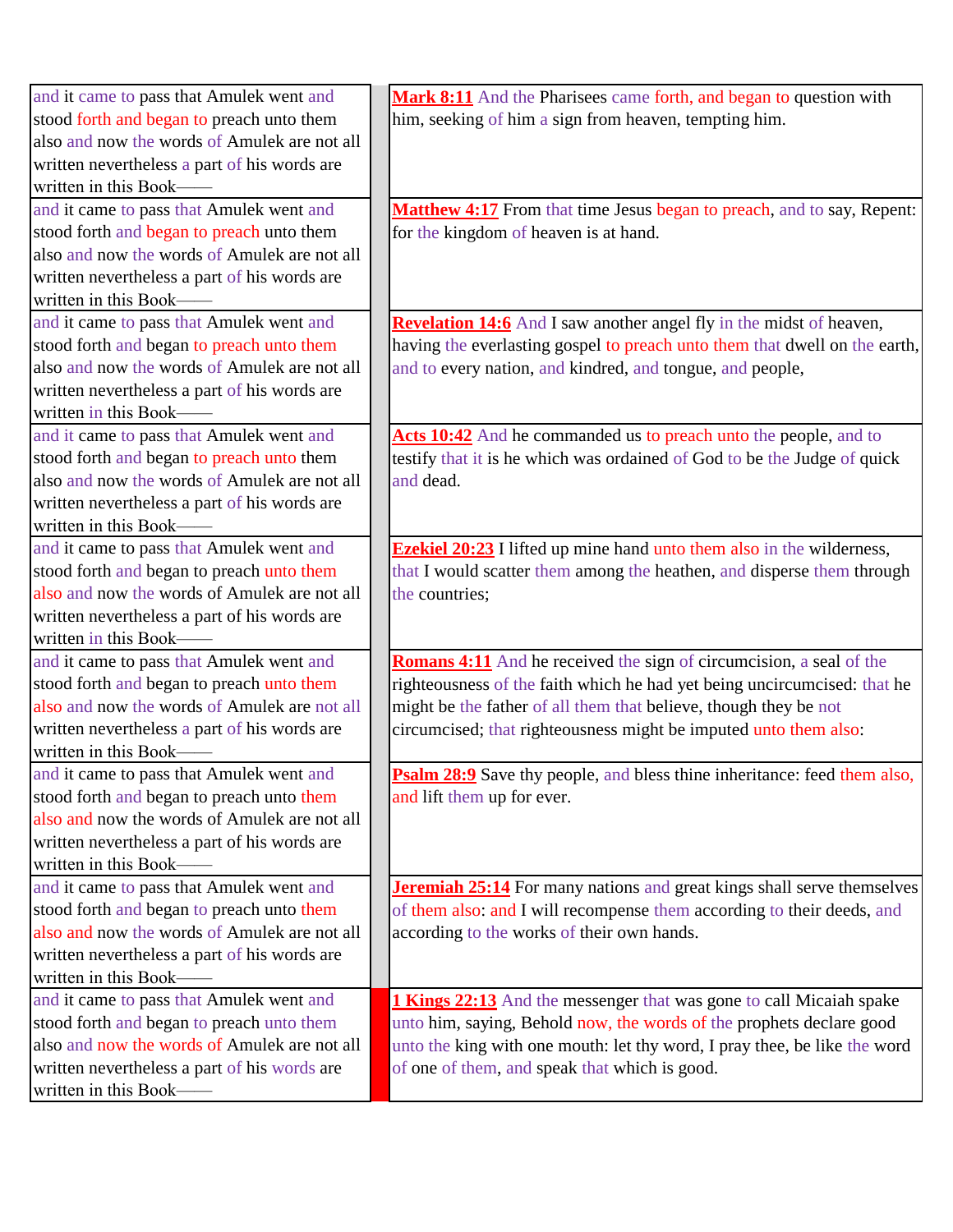| | | |
|---|---|---|
| and it came to pass that Amulek went and stood forth and began to preach unto them also and now the words of Amulek are not all written nevertheless a part of his words are written in this Book—— | | **Mark 8:11** And the Pharisees came forth, and began to question with him, seeking of him a sign from heaven, tempting him. |
| and it came to pass that Amulek went and stood forth and began to preach unto them also and now the words of Amulek are not all written nevertheless a part of his words are written in this Book—— | | **Matthew 4:17** From that time Jesus began to preach, and to say, Repent: for the kingdom of heaven is at hand. |
| and it came to pass that Amulek went and stood forth and began to preach unto them also and now the words of Amulek are not all written nevertheless a part of his words are written in this Book—— | | **Revelation 14:6** And I saw another angel fly in the midst of heaven, having the everlasting gospel to preach unto them that dwell on the earth, and to every nation, and kindred, and tongue, and people, |
| and it came to pass that Amulek went and stood forth and began to preach unto them also and now the words of Amulek are not all written nevertheless a part of his words are written in this Book—— | | **Acts 10:42** And he commanded us to preach unto the people, and to testify that it is he which was ordained of God to be the Judge of quick and dead. |
| and it came to pass that Amulek went and stood forth and began to preach unto them also and now the words of Amulek are not all written nevertheless a part of his words are written in this Book—— | | **Ezekiel 20:23** I lifted up mine hand unto them also in the wilderness, that I would scatter them among the heathen, and disperse them through the countries; |
| and it came to pass that Amulek went and stood forth and began to preach unto them also and now the words of Amulek are not all written nevertheless a part of his words are written in this Book—— | | **Romans 4:11** And he received the sign of circumcision, a seal of the righteousness of the faith which he had yet being uncircumcised: that he might be the father of all them that believe, though they be not circumcised; that righteousness might be imputed unto them also: |
| and it came to pass that Amulek went and stood forth and began to preach unto them also and now the words of Amulek are not all written nevertheless a part of his words are written in this Book—— | | **Psalm 28:9** Save thy people, and bless thine inheritance: feed them also, and lift them up for ever. |
| and it came to pass that Amulek went and stood forth and began to preach unto them also and now the words of Amulek are not all written nevertheless a part of his words are written in this Book—— | | **Jeremiah 25:14** For many nations and great kings shall serve themselves of them also: and I will recompense them according to their deeds, and according to the works of their own hands. |
| and it came to pass that Amulek went and stood forth and began to preach unto them also and now the words of Amulek are not all written nevertheless a part of his words are written in this Book—— | | **1 Kings 22:13** And the messenger that was gone to call Micaiah spake unto him, saying, Behold now, the words of the prophets declare good unto the king with one mouth: let thy word, I pray thee, be like the word of one of them, and speak that which is good. |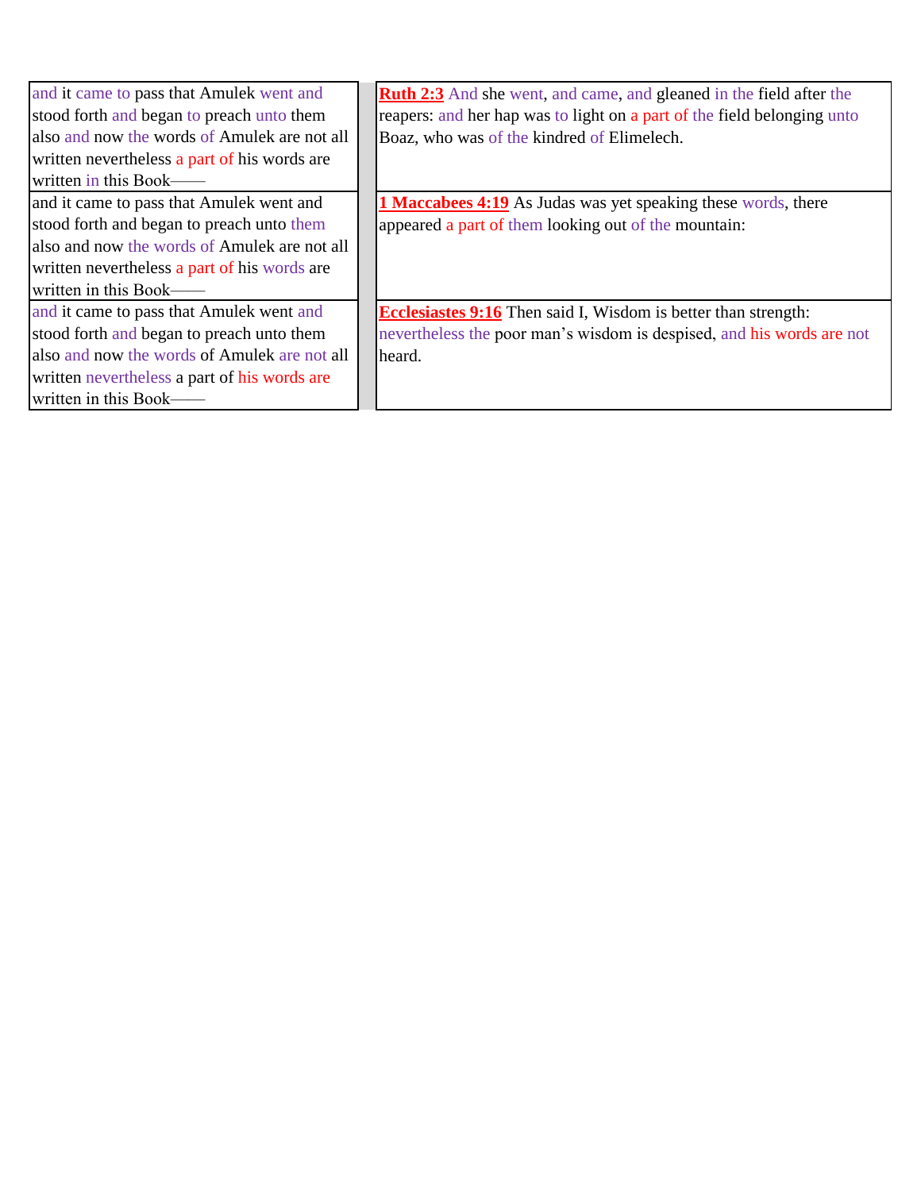| | |
|---|---|
| and it came to pass that Amulek went and stood forth and began to preach unto them also and now the words of Amulek are not all written nevertheless a part of his words are written in this Book—— | **Ruth 2:3** And she went, and came, and gleaned in the field after the reapers: and her hap was to light on a part of the field belonging unto Boaz, who was of the kindred of Elimelech. |
| and it came to pass that Amulek went and stood forth and began to preach unto them also and now the words of Amulek are not all written nevertheless a part of his words are written in this Book—— | **1 Maccabees 4:19** As Judas was yet speaking these words, there appeared a part of them looking out of the mountain: |
| and it came to pass that Amulek went and stood forth and began to preach unto them also and now the words of Amulek are not all written nevertheless a part of his words are written in this Book—— | **Ecclesiastes 9:16** Then said I, Wisdom is better than strength: nevertheless the poor man’s wisdom is despised, and his words are not heard. |